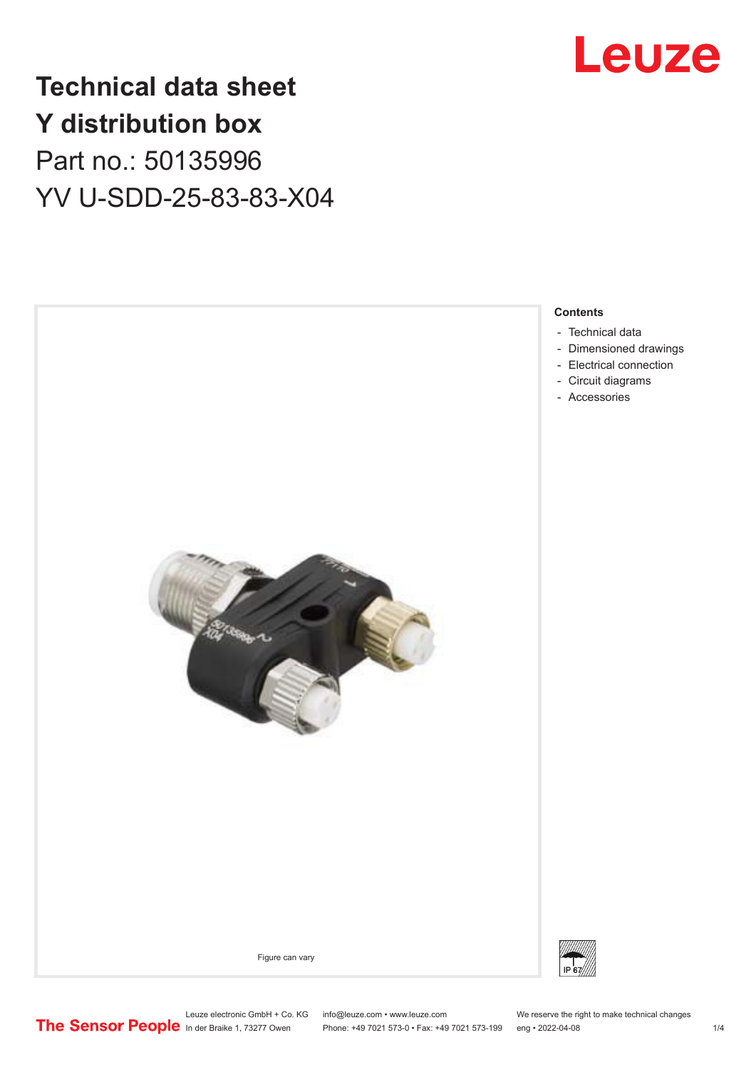# Technical data sheet
# Y distribution box
## Part no.: 50135996
## YV U-SDD-25-83-83-X04

Figure can vary

**Contents**

- Technical data
- Dimensioned drawings
- Electrical connection
- Circuit diagrams
- Accessories

IP 67

Leuze electronic GmbH + Co. KG
In der Braike 1, 73277 Owen

info@leuze.com • www.leuze.com
Phone: +49 7021 573-0 • Fax: +49 7021 573-199

We reserve the right to make technical changes
eng • 2022-04-08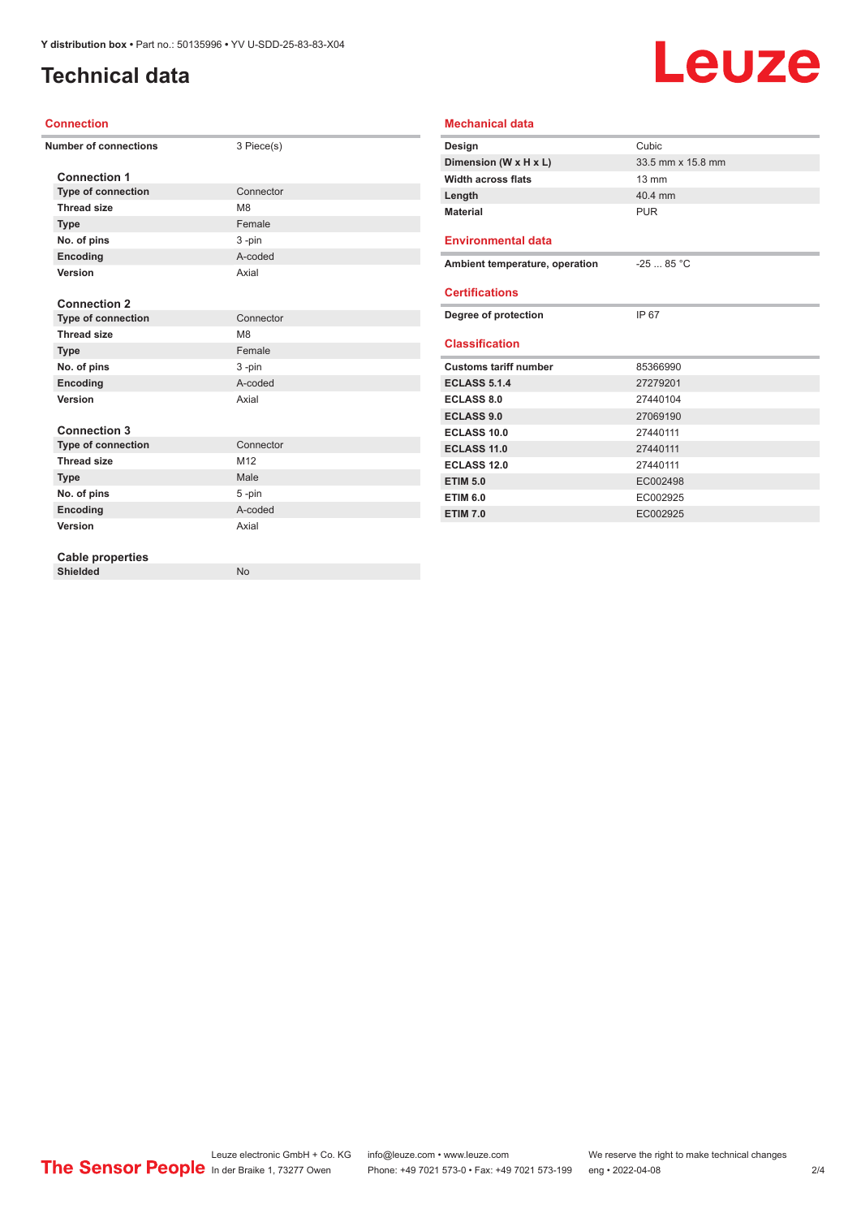# Technical data

## Connection

| Number of connections | 3 Piece(s) |
|---|---|

### Connection 1

| Type of connection | Connector |
|---|---|
| Thread size | M8 |
| Type | Female |
| No. of pins | 3 -pin |
| Encoding | A-coded |
| Version | Axial |

### Connection 2

| Type of connection | Connector |
|---|---|
| Thread size | M8 |
| Type | Female |
| No. of pins | 3 -pin |
| Encoding | A-coded |
| Version | Axial |

### Connection 3

| Type of connection | Connector |
|---|---|
| Thread size | M12 |
| Type | Male |
| No. of pins | 5 -pin |
| Encoding | A-coded |
| Version | Axial |

### Cable properties

| Shielded | No |
|---|---|

## Mechanical data

| Design | Cubic |
|---|---|
| Dimension (W x H x L) | 33.5 mm x 15.8 mm |
| Width across flats | 13 mm |
| Length | 40.4 mm |
| Material | PUR |

## Environmental data

| Ambient temperature, operation | -25 ... 85 °C |
|---|---|

## Certifications

| Degree of protection | IP 67 |
|---|---|

## Classification

| Customs tariff number | 85366990 |
|---|---|
| ECLASS 5.1.4 | 27279201 |
| ECLASS 8.0 | 27440104 |
| ECLASS 9.0 | 27069190 |
| ECLASS 10.0 | 27440111 |
| ECLASS 11.0 | 27440111 |
| ECLASS 12.0 | 27440111 |
| ETIM 5.0 | EC002498 |
| ETIM 6.0 | EC002925 |
| ETIM 7.0 | EC002925 |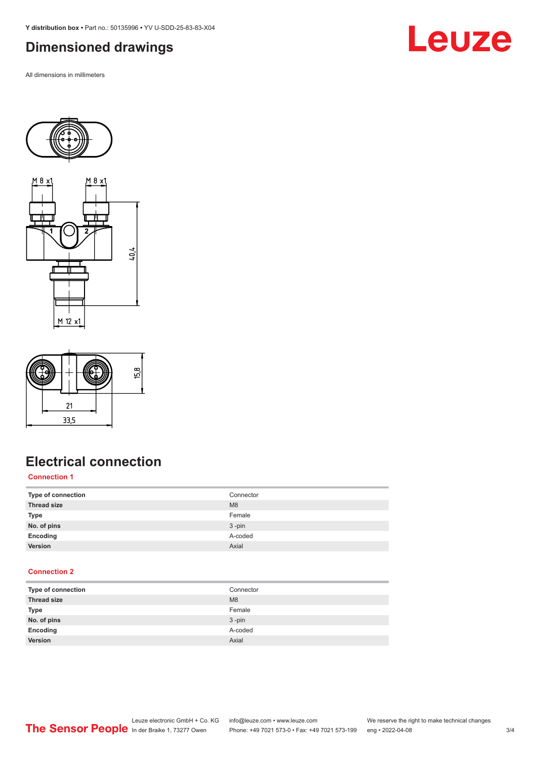## Dimensioned drawings

All dimensions in millimeters

M 8 x1

M 8 x1

40,4

M 12 x1

15,8

21

33,5

## Electrical connection

### Connection 1

| | |
|---|---|
| **Type of connection** | Connector |
| **Thread size** | M8 |
| **Type** | Female |
| **No. of pins** | 3 -pin |
| **Encoding** | A-coded |
| **Version** | Axial |

### Connection 2

| | |
|---|---|
| **Type of connection** | Connector |
| **Thread size** | M8 |
| **Type** | Female |
| **No. of pins** | 3 -pin |
| **Encoding** | A-coded |
| **Version** | Axial |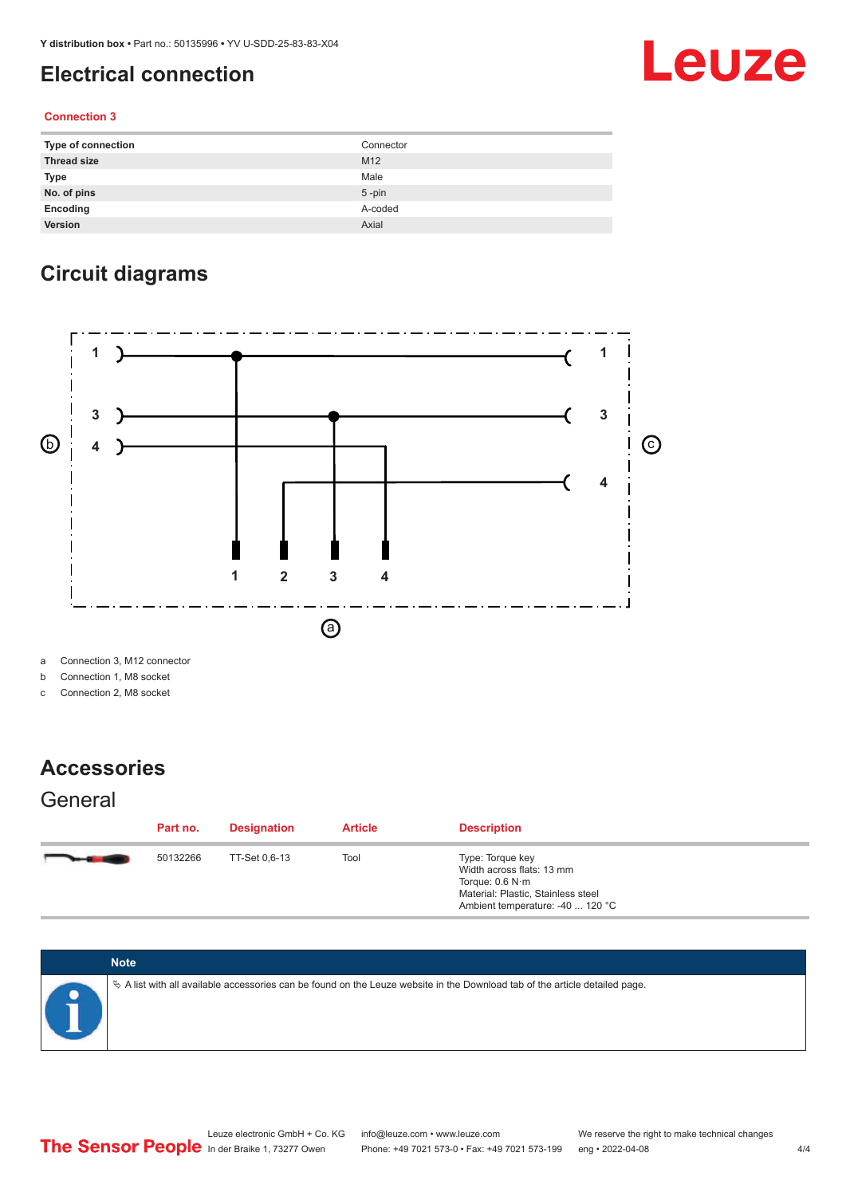## Electrical connection

**Connection 3**

| | |
|---|---|
| **Type of connection** | Connector |
| **Thread size** | M12 |
| **Type** | Male |
| **No. of pins** | 5 -pin |
| **Encoding** | A-coded |
| **Version** | Axial |

## Circuit diagrams

1
3
4
b
1
3
4
c
1 2 3 4
a

a Connection 3, M12 connector
b Connection 1, M8 socket
c Connection 2, M8 socket

## Accessories

### General

| | Part no. | Designation | Article | Description |
|---|---|---|---|---|
| | 50132266 | TT-Set 0,6-13 | Tool | Type: Torque key<br>Width across flats: 13 mm<br>Torque: 0.6 N·m<br>Material: Plastic, Stainless steel<br>Ambient temperature: -40 ... 120 °C |

**Note**

A list with all available accessories can be found on the Leuze website in the Download tab of the article detailed page.